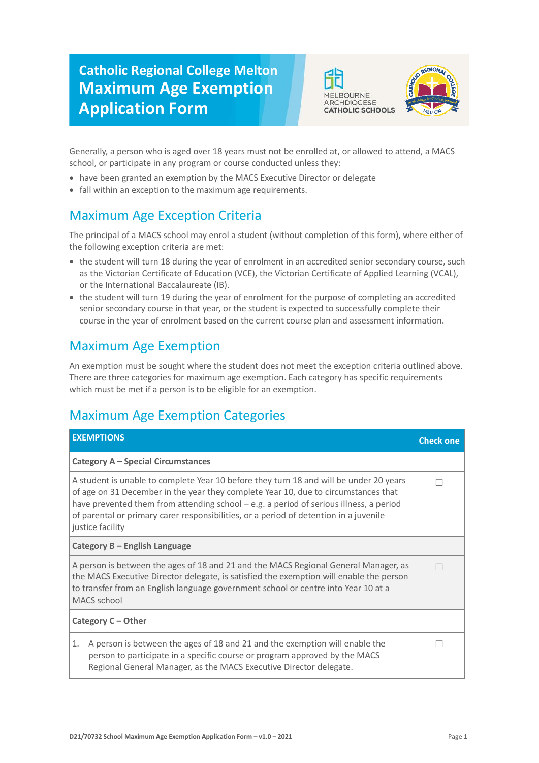# Catholic Regional College Melton Maximum Age Exemption Application Form

Generally, a person who is aged over 18 years must not be enrolled at, or allowed to attend, a MACS school, or participate in any program or course conducted unless they:

- have been granted an exemption by the MACS Executive Director or delegate
- fall within an exception to the maximum age requirements.

## Maximum Age Exception Criteria

The principal of a MACS school may enrol a student (without completion of this form), where either of the following exception criteria are met:

- the student will turn 18 during the year of enrolment in an accredited senior secondary course, such as the Victorian Certificate of Education (VCE), the Victorian Certificate of Applied Learning (VCAL), or the International Baccalaureate (IB).
- the student will turn 19 during the year of enrolment for the purpose of completing an accredited senior secondary course in that year, or the student is expected to successfully complete their course in the year of enrolment based on the current course plan and assessment information.

## Maximum Age Exemption

An exemption must be sought where the student does not meet the exception criteria outlined above. There are three categories for maximum age exemption. Each category has specific requirements which must be met if a person is to be eligible for an exemption.

## Maximum Age Exemption Categories

| EXEMPTIONS | Check one |
|---|---|
| **Category A – Special Circumstances** | |
| A student is unable to complete Year 10 before they turn 18 and will be under 20 years of age on 31 December in the year they complete Year 10, due to circumstances that have prevented them from attending school – e.g. a period of serious illness, a period of parental or primary carer responsibilities, or a period of detention in a juvenile justice facility | ☐ |
| **Category B – English Language** | |
| A person is between the ages of 18 and 21 and the MACS Regional General Manager, as the MACS Executive Director delegate, is satisfied the exemption will enable the person to transfer from an English language government school or centre into Year 10 at a MACS school | ☐ |
| **Category C – Other** | |
| 1. A person is between the ages of 18 and 21 and the exemption will enable the person to participate in a specific course or program approved by the MACS Regional General Manager, as the MACS Executive Director delegate. | ☐ |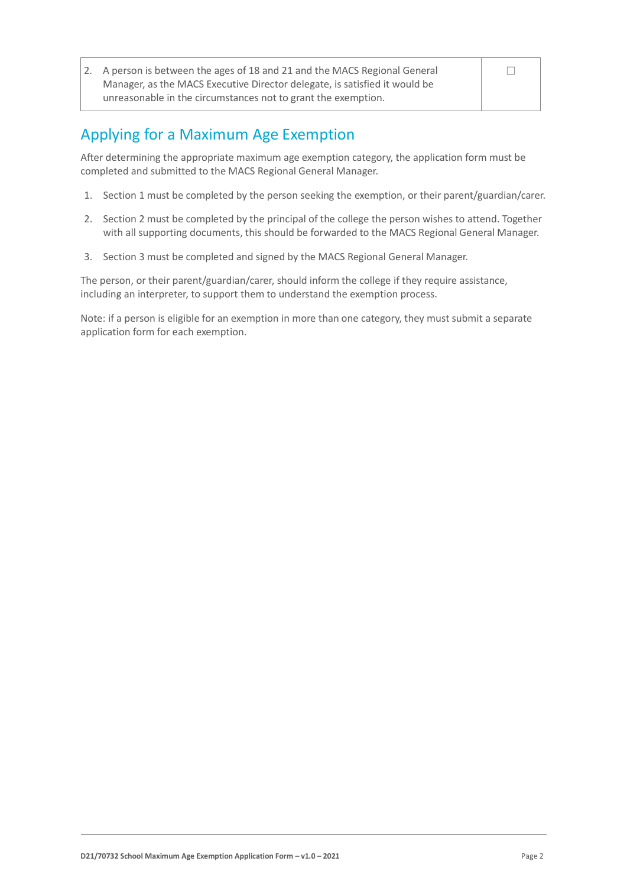| | |
|---|---|
| 2. A person is between the ages of 18 and 21 and the MACS Regional General Manager, as the MACS Executive Director delegate, is satisfied it would be unreasonable in the circumstances not to grant the exemption. | ☐ |

## Applying for a Maximum Age Exemption

After determining the appropriate maximum age exemption category, the application form must be completed and submitted to the MACS Regional General Manager.

1. Section 1 must be completed by the person seeking the exemption, or their parent/guardian/carer.
2. Section 2 must be completed by the principal of the college the person wishes to attend. Together with all supporting documents, this should be forwarded to the MACS Regional General Manager.
3. Section 3 must be completed and signed by the MACS Regional General Manager.

The person, or their parent/guardian/carer, should inform the college if they require assistance, including an interpreter, to support them to understand the exemption process.

Note: if a person is eligible for an exemption in more than one category, they must submit a separate application form for each exemption.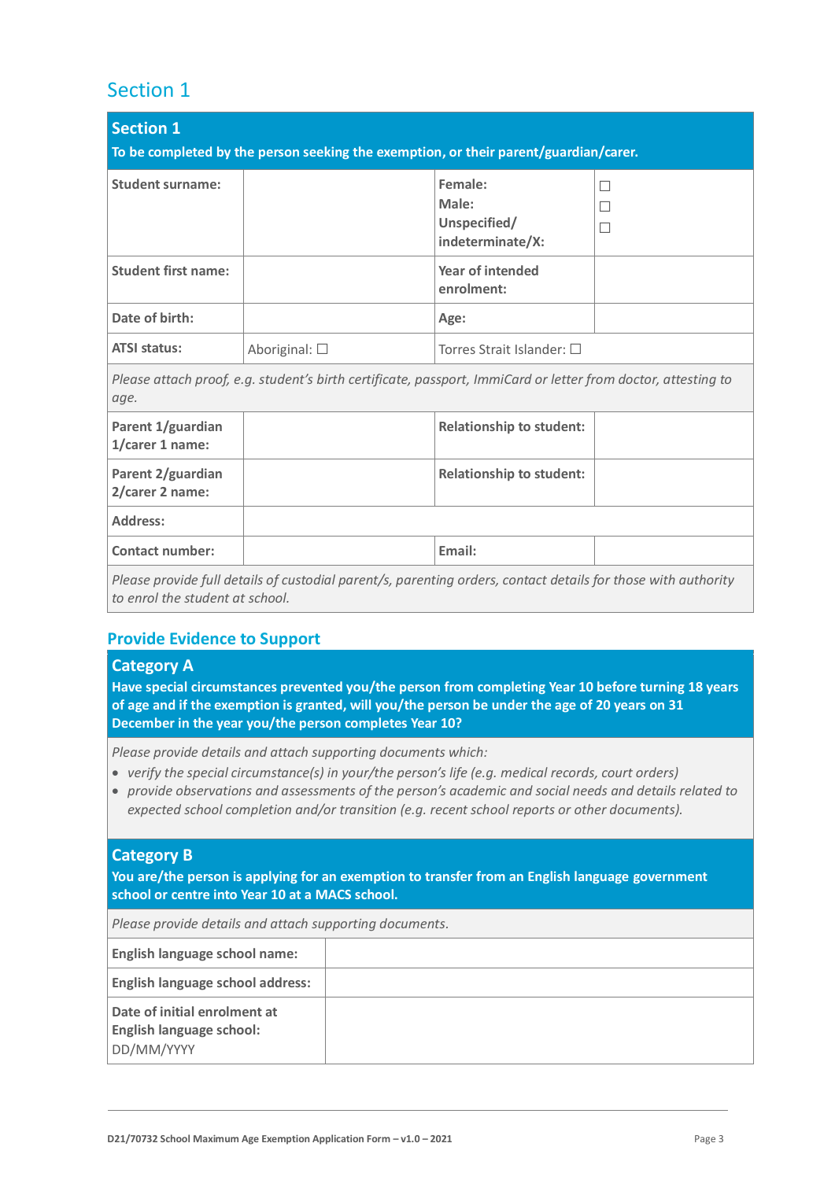## Section 1

| **Section 1**<br>**To be completed by the person seeking the exemption, or their parent/guardian/carer.** | | | |
|---|---|---|---|
| **Student surname:** | | **Female:**<br>**Male:**<br>**Unspecified/ indeterminate/X:** | ☐<br>☐<br>☐ |
| **Student first name:** | | **Year of intended enrolment:** | |
| **Date of birth:** | | **Age:** | |
| **ATSI status:** | Aboriginal: ☐ | Torres Strait Islander: ☐ | |
| *Please attach proof, e.g. student's birth certificate, passport, ImmiCard or letter from doctor, attesting to age.* | | | |
| **Parent 1/guardian 1/carer 1 name:** | | **Relationship to student:** | |
| **Parent 2/guardian 2/carer 2 name:** | | **Relationship to student:** | |
| **Address:** | | | |
| **Contact number:** | | **Email:** | |
| *Please provide full details of custodial parent/s, parenting orders, contact details for those with authority to enrol the student at school.* | | | |

### Provide Evidence to Support

#### Category A

**Have special circumstances prevented you/the person from completing Year 10 before turning 18 years of age and if the exemption is granted, will you/the person be under the age of 20 years on 31 December in the year you/the person completes Year 10?**

*Please provide details and attach supporting documents which:*

- *verify the special circumstance(s) in your/the person's life (e.g. medical records, court orders)*
- *provide observations and assessments of the person's academic and social needs and details related to expected school completion and/or transition (e.g. recent school reports or other documents).*

#### Category B

**You are/the person is applying for an exemption to transfer from an English language government school or centre into Year 10 at a MACS school.**

*Please provide details and attach supporting documents.*

| | |
|---|---|
| **English language school name:** | |
| **English language school address:** | |
| **Date of initial enrolment at English language school:**<br>DD/MM/YYYY | |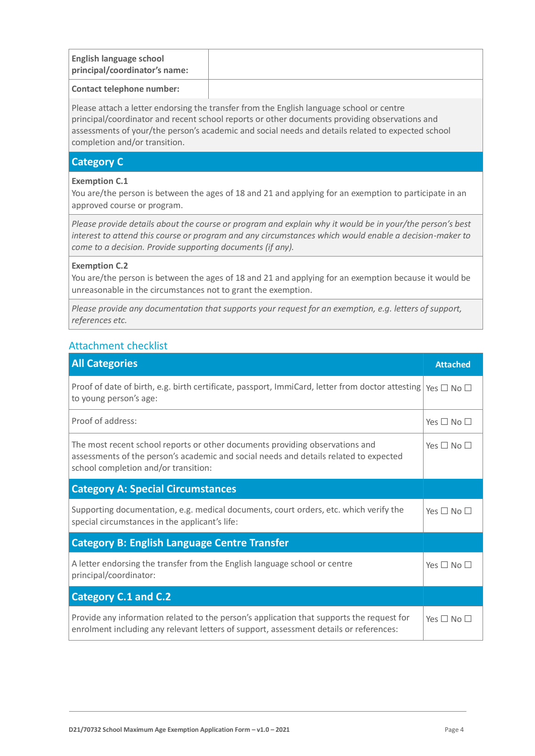| **English language school principal/coordinator's name:** | |
|---|---|
| **Contact telephone number:** | |

Please attach a letter endorsing the transfer from the English language school or centre principal/coordinator and recent school reports or other documents providing observations and assessments of your/the person's academic and social needs and details related to expected school completion and/or transition.

## Category C

**Exemption C.1**
You are/the person is between the ages of 18 and 21 and applying for an exemption to participate in an approved course or program.

*Please provide details about the course or program and explain why it would be in your/the person's best interest to attend this course or program and any circumstances which would enable a decision-maker to come to a decision. Provide supporting documents (if any).*

**Exemption C.2**
You are/the person is between the ages of 18 and 21 and applying for an exemption because it would be unreasonable in the circumstances not to grant the exemption.

*Please provide any documentation that supports your request for an exemption, e.g. letters of support, references etc.*

## Attachment checklist

| **All Categories** | **Attached** |
|---|---|
| Proof of date of birth, e.g. birth certificate, passport, ImmiCard, letter from doctor attesting to young person's age: | Yes ☐ No ☐ |
| Proof of address: | Yes ☐ No ☐ |
| The most recent school reports or other documents providing observations and assessments of the person's academic and social needs and details related to expected school completion and/or transition: | Yes ☐ No ☐ |
| **Category A: Special Circumstances** | |
| Supporting documentation, e.g. medical documents, court orders, etc. which verify the special circumstances in the applicant's life: | Yes ☐ No ☐ |
| **Category B: English Language Centre Transfer** | |
| A letter endorsing the transfer from the English language school or centre principal/coordinator: | Yes ☐ No ☐ |
| **Category C.1 and C.2** | |
| Provide any information related to the person's application that supports the request for enrolment including any relevant letters of support, assessment details or references: | Yes ☐ No ☐ |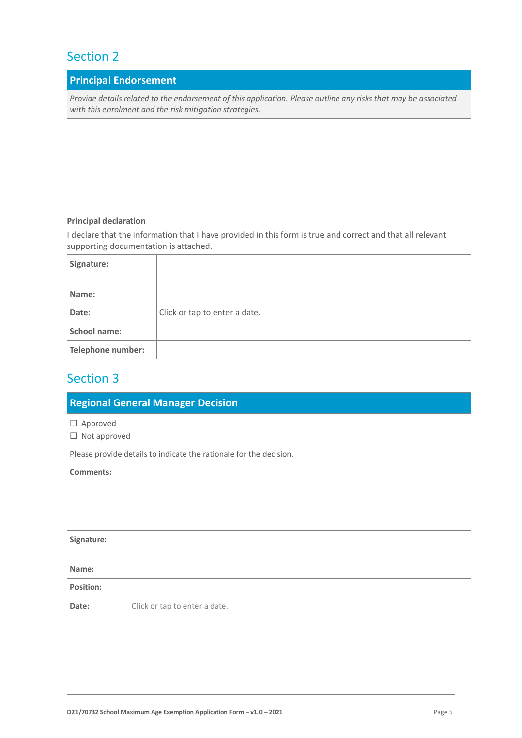## Section 2

### Principal Endorsement

*Provide details related to the endorsement of this application. Please outline any risks that may be associated with this enrolment and the risk mitigation strategies.*

**Principal declaration**

I declare that the information that I have provided in this form is true and correct and that all relevant supporting documentation is attached.

| | |
|---|---|
| **Signature:** | |
| **Name:** | |
| **Date:** | Click or tap to enter a date. |
| **School name:** | |
| **Telephone number:** | |

## Section 3

### Regional General Manager Decision

☐ Approved
☐ Not approved

Please provide details to indicate the rationale for the decision.

**Comments:**

| | |
|---|---|
| **Signature:** | |
| **Name:** | |
| **Position:** | |
| **Date:** | Click or tap to enter a date. |